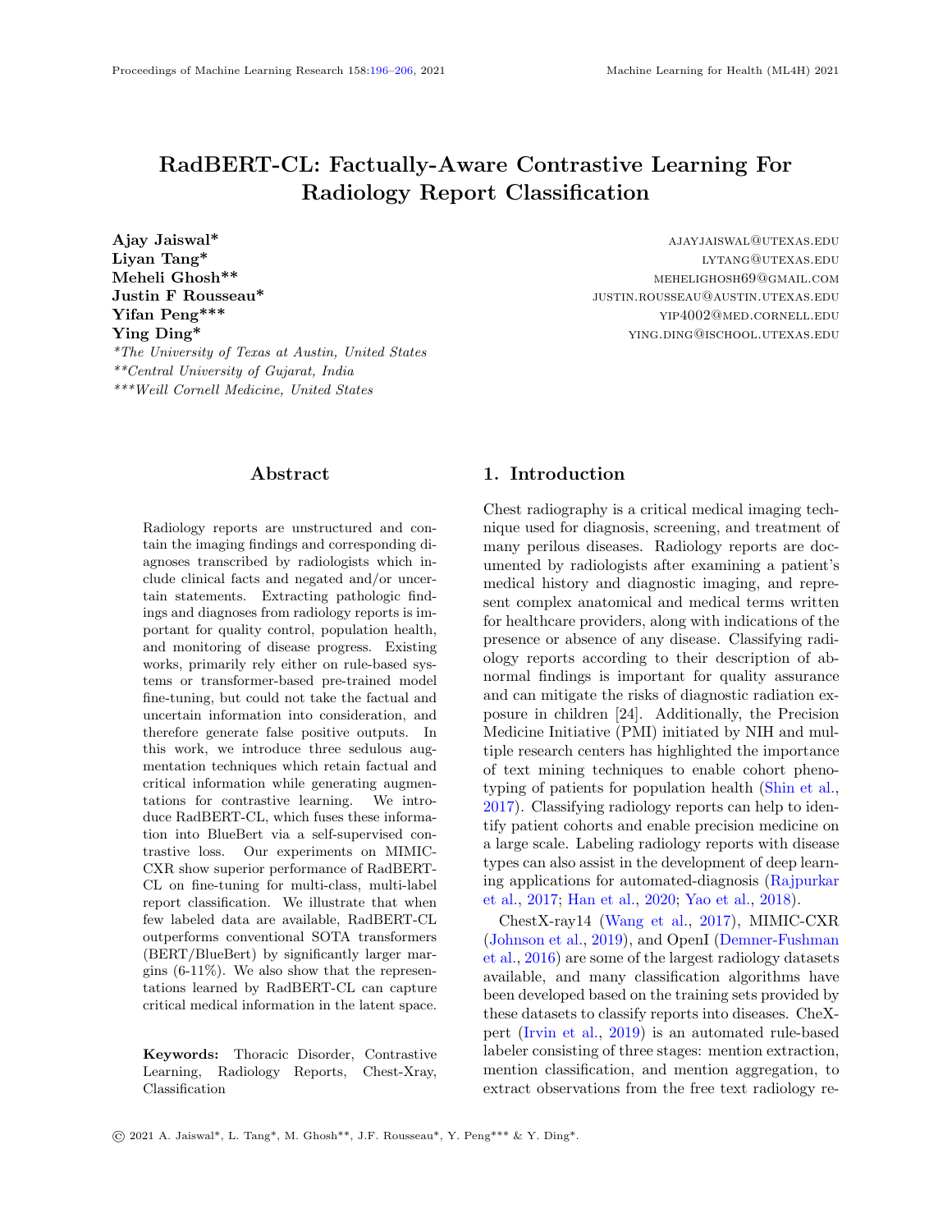# RadBERT-CL: Factually-Aware Contrastive Learning For Radiology Report Classification

**Ajay Jaiswal*** ajayjaiswal@utexas.edu
**Liyan Tang*** lytang@utexas.edu
**Meheli Ghosh**** meheligosh69@gmail.com
**Justin F Rousseau*** justin.rousseau@austin.utexas.edu
**Yifan Peng***** yip4002@med.cornell.edu
**Ying Ding*** ying.ding@ischool.utexas.edu

*\*The University of Texas at Austin, United States*
*\*\*Central University of Gujarat, India*
*\*\*\*Weill Cornell Medicine, United States*

## Abstract

Radiology reports are unstructured and contain the imaging findings and corresponding diagnoses transcribed by radiologists which include clinical facts and negated and/or uncertain statements. Extracting pathologic findings and diagnoses from radiology reports is important for quality control, population health, and monitoring of disease progress. Existing works, primarily rely either on rule-based systems or transformer-based pre-trained model fine-tuning, but could not take the factual and uncertain information into consideration, and therefore generate false positive outputs. In this work, we introduce three sedulous augmentation techniques which retain factual and critical information while generating augmentations for contrastive learning. We introduce RadBERT-CL, which fuses these information into BlueBert via a self-supervised contrastive loss. Our experiments on MIMIC-CXR show superior performance of RadBERT-CL on fine-tuning for multi-class, multi-label report classification. We illustrate that when few labeled data are available, RadBERT-CL outperforms conventional SOTA transformers (BERT/BlueBert) by significantly larger margins (6-11%). We also show that the representations learned by RadBERT-CL can capture critical medical information in the latent space.

**Keywords:** Thoracic Disorder, Contrastive Learning, Radiology Reports, Chest-Xray, Classification

## 1. Introduction

Chest radiography is a critical medical imaging technique used for diagnosis, screening, and treatment of many perilous diseases. Radiology reports are documented by radiologists after examining a patient's medical history and diagnostic imaging, and represent complex anatomical and medical terms written for healthcare providers, along with indications of the presence or absence of any disease. Classifying radiology reports according to their description of abnormal findings is important for quality assurance and can mitigate the risks of diagnostic radiation exposure in children [24]. Additionally, the Precision Medicine Initiative (PMI) initiated by NIH and multiple research centers has highlighted the importance of text mining techniques to enable cohort phenotyping of patients for population health (Shin et al., 2017). Classifying radiology reports can help to identify patient cohorts and enable precision medicine on a large scale. Labeling radiology reports with disease types can also assist in the development of deep learning applications for automated-diagnosis (Rajpurkar et al., 2017; Han et al., 2020; Yao et al., 2018).

ChestX-ray14 (Wang et al., 2017), MIMIC-CXR (Johnson et al., 2019), and OpenI (Demner-Fushman et al., 2016) are some of the largest radiology datasets available, and many classification algorithms have been developed based on the training sets provided by these datasets to classify reports into diseases. CheXpert (Irvin et al., 2019) is an automated rule-based labeler consisting of three stages: mention extraction, mention classification, and mention aggregation, to extract observations from the free text radiology re-

© 2021 A. Jaiswal*, L. Tang*, M. Ghosh**, J.F. Rousseau*, Y. Peng*** & Y. Ding*.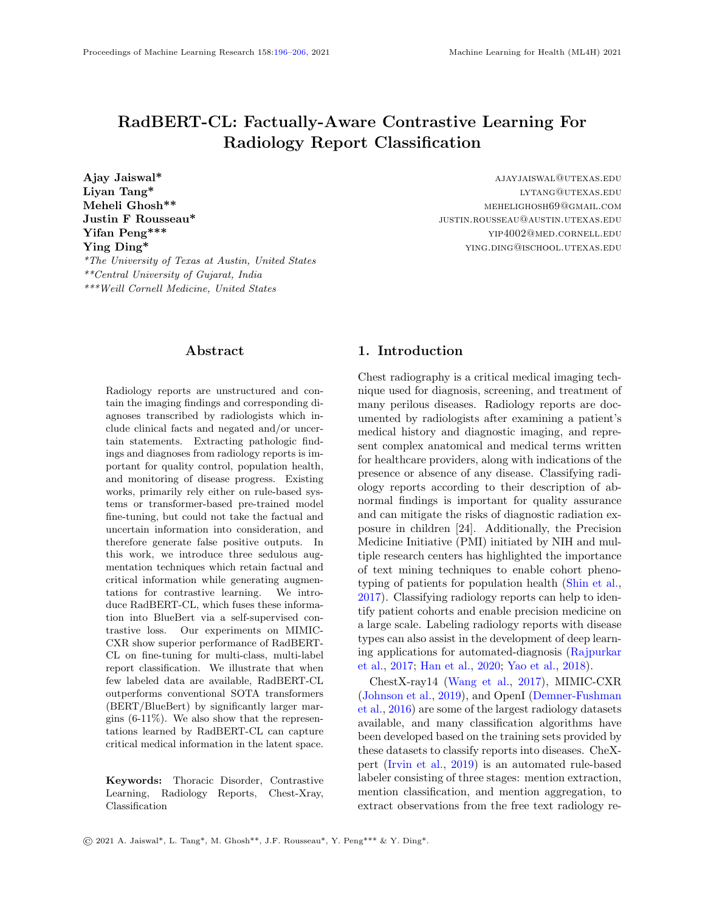# RadBERT-CL: Factually-Aware Contrastive Learning For Radiology Report Classification

**Ajay Jaswal*** AJAYJAISWAL@UTEXAS.EDU
**Liyan Tang*** LYTANG@UTEXAS.EDU
**Meheli Ghosh**** MEHELIGHOSH69@GMAIL.COM
**Justin F Rousseau*** JUSTIN.ROUSSEAU@AUSTIN.UTEXAS.EDU
**Yifan Peng***** YIP4002@MED.CORNELL.EDU
**Ying Ding*** YING.DING@ISCHOOL.UTEXAS.EDU

*\*The University of Texas at Austin, United States*
*\*\*Central University of Gujarat, India*
*\*\*\*Weill Cornell Medicine, United States*

## Abstract

Radiology reports are unstructured and contain the imaging findings and corresponding diagnoses transcribed by radiologists which include clinical facts and negated and/or uncertain statements. Extracting pathologic findings and diagnoses from radiology reports is important for quality control, population health, and monitoring of disease progress. Existing works, primarily rely either on rule-based systems or transformer-based pre-trained model fine-tuning, but could not take the factual and uncertain information into consideration, and therefore generate false positive outputs. In this work, we introduce three sedulous augmentation techniques which retain factual and critical information while generating augmentations for contrastive learning. We introduce RadBERT-CL, which fuses these information into BlueBert via a self-supervised contrastive loss. Our experiments on MIMIC-CXR show superior performance of RadBERT-CL on fine-tuning for multi-class, multi-label report classification. We illustrate that when few labeled data are available, RadBERT-CL outperforms conventional SOTA transformers (BERT/BlueBert) by significantly larger margins (6-11%). We also show that the representations learned by RadBERT-CL can capture critical medical information in the latent space.

**Keywords:** Thoracic Disorder, Contrastive Learning, Radiology Reports, Chest-Xray, Classification

## 1. Introduction

Chest radiography is a critical medical imaging technique used for diagnosis, screening, and treatment of many perilous diseases. Radiology reports are documented by radiologists after examining a patient's medical history and diagnostic imaging, and represent complex anatomical and medical terms written for healthcare providers, along with indications of the presence or absence of any disease. Classifying radiology reports according to their description of abnormal findings is important for quality assurance and can mitigate the risks of diagnostic radiation exposure in children [24]. Additionally, the Precision Medicine Initiative (PMI) initiated by NIH and multiple research centers has highlighted the importance of text mining techniques to enable cohort phenotyping of patients for population health (Shin et al., 2017). Classifying radiology reports can help to identify patient cohorts and enable precision medicine on a large scale. Labeling radiology reports with disease types can also assist in the development of deep learning applications for automated-diagnosis (Rajpurkar et al., 2017; Han et al., 2020; Yao et al., 2018).

ChestX-ray14 (Wang et al., 2017), MIMIC-CXR (Johnson et al., 2019), and OpenI (Demner-Fushman et al., 2016) are some of the largest radiology datasets available, and many classification algorithms have been developed based on the training sets provided by these datasets to classify reports into diseases. CheXpert (Irvin et al., 2019) is an automated rule-based labeler consisting of three stages: mention extraction, mention classification, and mention aggregation, to extract observations from the free text radiology re-

© 2021 A. Jaiswal*, L. Tang*, M. Ghosh**, J.F. Rousseau*, Y. Peng*** & Y. Ding*.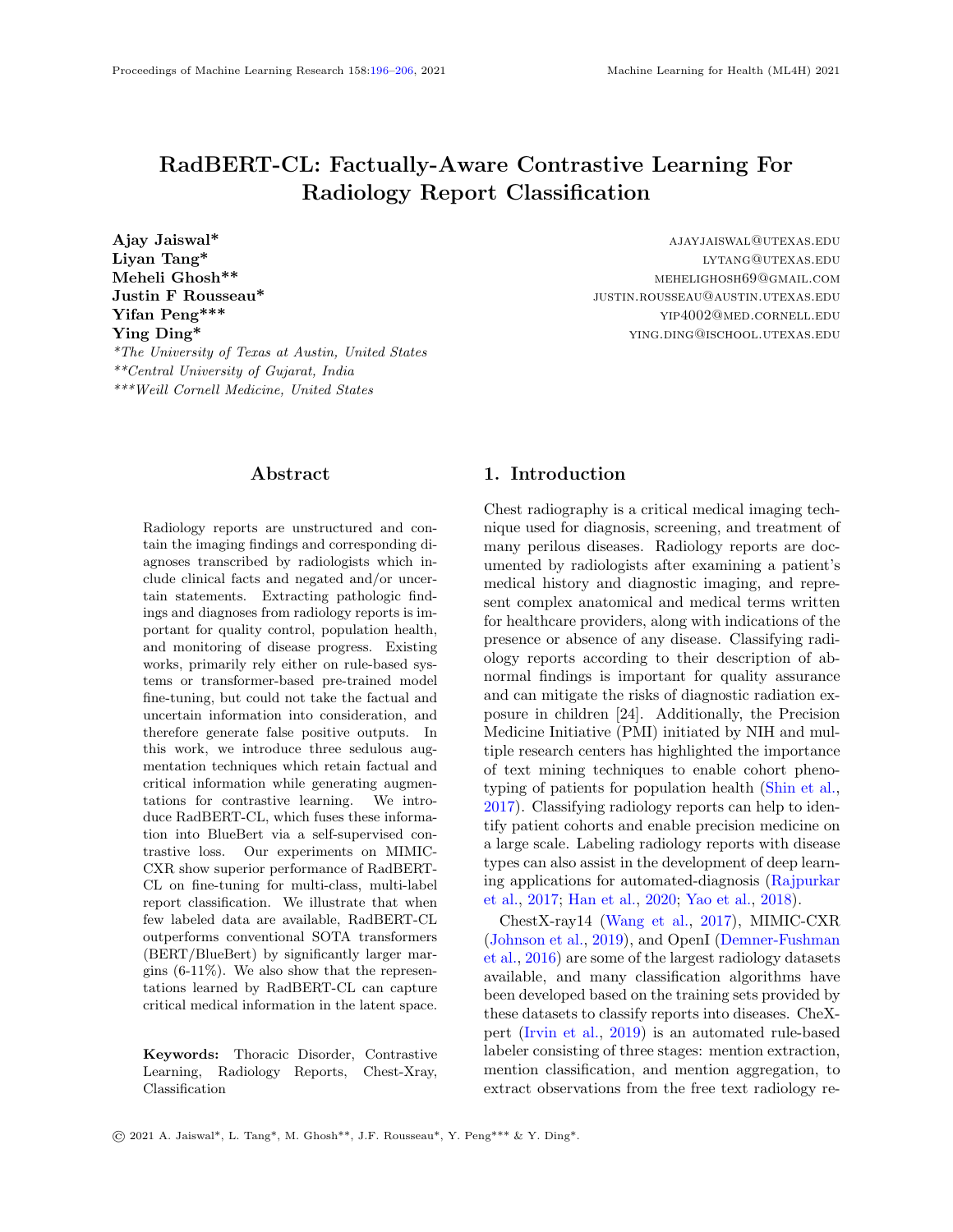# RadBERT-CL: Factually-Aware Contrastive Learning For Radiology Report Classification

**Ajay Jaiswal*** ajayjaiswal@utexas.edu
**Liyan Tang*** lytang@utexas.edu
**Meheli Ghosh**** meheligosh69@gmail.com
**Justin F Rousseau*** justin.rousseau@austin.utexas.edu
**Yifan Peng***** yip4002@med.cornell.edu
**Ying Ding*** ying.ding@ischool.utexas.edu

*\*The University of Texas at Austin, United States*
*\*\*Central University of Gujarat, India*
*\*\*\*Weill Cornell Medicine, United States*

## Abstract

Radiology reports are unstructured and contain the imaging findings and corresponding diagnoses transcribed by radiologists which include clinical facts and negated and/or uncertain statements. Extracting pathologic findings and diagnoses from radiology reports is important for quality control, population health, and monitoring of disease progress. Existing works, primarily rely either on rule-based systems or transformer-based pre-trained model fine-tuning, but could not take the factual and uncertain information into consideration, and therefore generate false positive outputs. In this work, we introduce three sedulous augmentation techniques which retain factual and critical information while generating augmentations for contrastive learning. We introduce RadBERT-CL, which fuses these information into BlueBert via a self-supervised contrastive loss. Our experiments on MIMIC-CXR show superior performance of RadBERT-CL on fine-tuning for multi-class, multi-label report classification. We illustrate that when few labeled data are available, RadBERT-CL outperforms conventional SOTA transformers (BERT/BlueBert) by significantly larger margins (6-11%). We also show that the representations learned by RadBERT-CL can capture critical medical information in the latent space.

**Keywords:** Thoracic Disorder, Contrastive Learning, Radiology Reports, Chest-Xray, Classification

## 1. Introduction

Chest radiography is a critical medical imaging technique used for diagnosis, screening, and treatment of many perilous diseases. Radiology reports are documented by radiologists after examining a patient's medical history and diagnostic imaging, and represent complex anatomical and medical terms written for healthcare providers, along with indications of the presence or absence of any disease. Classifying radiology reports according to their description of abnormal findings is important for quality assurance and can mitigate the risks of diagnostic radiation exposure in children [24]. Additionally, the Precision Medicine Initiative (PMI) initiated by NIH and multiple research centers has highlighted the importance of text mining techniques to enable cohort phenotyping of patients for population health (Shin et al., 2017). Classifying radiology reports can help to identify patient cohorts and enable precision medicine on a large scale. Labeling radiology reports with disease types can also assist in the development of deep learning applications for automated-diagnosis (Rajpurkar et al., 2017; Han et al., 2020; Yao et al., 2018).

ChestX-ray14 (Wang et al., 2017), MIMIC-CXR (Johnson et al., 2019), and OpenI (Demner-Fushman et al., 2016) are some of the largest radiology datasets available, and many classification algorithms have been developed based on the training sets provided by these datasets to classify reports into diseases. CheXpert (Irvin et al., 2019) is an automated rule-based labeler consisting of three stages: mention extraction, mention classification, and mention aggregation, to extract observations from the free text radiology re-

© 2021 A. Jaiswal*, L. Tang*, M. Ghosh**, J.F. Rousseau*, Y. Peng*** & Y. Ding*.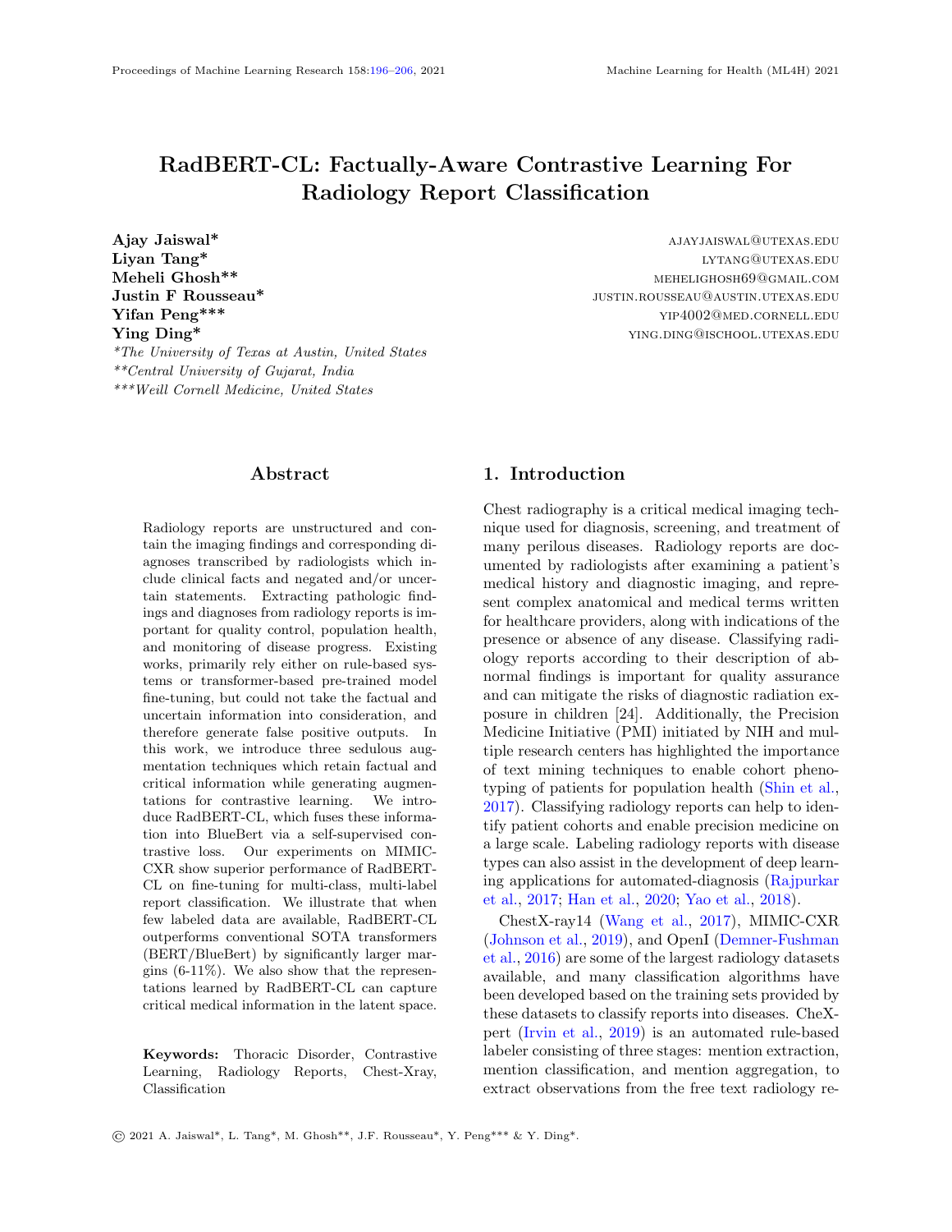# RadBERT-CL: Factually-Aware Contrastive Learning For Radiology Report Classification

**Ajay Jaiswal*** ajayjaiswal@utexas.edu
**Liyan Tang*** lytang@utexas.edu
**Meheli Ghosh**** meheli ghosh69@gmail.com
**Justin F Rousseau*** justin.rousseau@austin.utexas.edu
**Yifan Peng***** yip4002@med.cornell.edu
**Ying Ding*** ying.ding@ischool.utexas.edu

*\*The University of Texas at Austin, United States*
*\*\*Central University of Gujarat, India*
*\*\*\*Weill Cornell Medicine, United States*

## Abstract

Radiology reports are unstructured and contain the imaging findings and corresponding diagnoses transcribed by radiologists which include clinical facts and negated and/or uncertain statements. Extracting pathologic findings and diagnoses from radiology reports is important for quality control, population health, and monitoring of disease progress. Existing works, primarily rely either on rule-based systems or transformer-based pre-trained model fine-tuning, but could not take the factual and uncertain information into consideration, and therefore generate false positive outputs. In this work, we introduce three sedulous augmentation techniques which retain factual and critical information while generating augmentations for contrastive learning. We introduce RadBERT-CL, which fuses these information into BlueBert via a self-supervised contrastive loss. Our experiments on MIMIC-CXR show superior performance of RadBERT-CL on fine-tuning for multi-class, multi-label report classification. We illustrate that when few labeled data are available, RadBERT-CL outperforms conventional SOTA transformers (BERT/BlueBert) by significantly larger margins (6-11%). We also show that the representations learned by RadBERT-CL can capture critical medical information in the latent space.

**Keywords:** Thoracic Disorder, Contrastive Learning, Radiology Reports, Chest-Xray, Classification

## 1. Introduction

Chest radiography is a critical medical imaging technique used for diagnosis, screening, and treatment of many perilous diseases. Radiology reports are documented by radiologists after examining a patient's medical history and diagnostic imaging, and represent complex anatomical and medical terms written for healthcare providers, along with indications of the presence or absence of any disease. Classifying radiology reports according to their description of abnormal findings is important for quality assurance and can mitigate the risks of diagnostic radiation exposure in children [24]. Additionally, the Precision Medicine Initiative (PMI) initiated by NIH and multiple research centers has highlighted the importance of text mining techniques to enable cohort phenotyping of patients for population health (Shin et al., 2017). Classifying radiology reports can help to identify patient cohorts and enable precision medicine on a large scale. Labeling radiology reports with disease types can also assist in the development of deep learning applications for automated-diagnosis (Rajpurkar et al., 2017; Han et al., 2020; Yao et al., 2018).

ChestX-ray14 (Wang et al., 2017), MIMIC-CXR (Johnson et al., 2019), and OpenI (Demner-Fushman et al., 2016) are some of the largest radiology datasets available, and many classification algorithms have been developed based on the training sets provided by these datasets to classify reports into diseases. CheXpert (Irvin et al., 2019) is an automated rule-based labeler consisting of three stages: mention extraction, mention classification, and mention aggregation, to extract observations from the free text radiology re-

© 2021 A. Jaiswal*, L. Tang*, M. Ghosh**, J.F. Rousseau*, Y. Peng*** & Y. Ding*.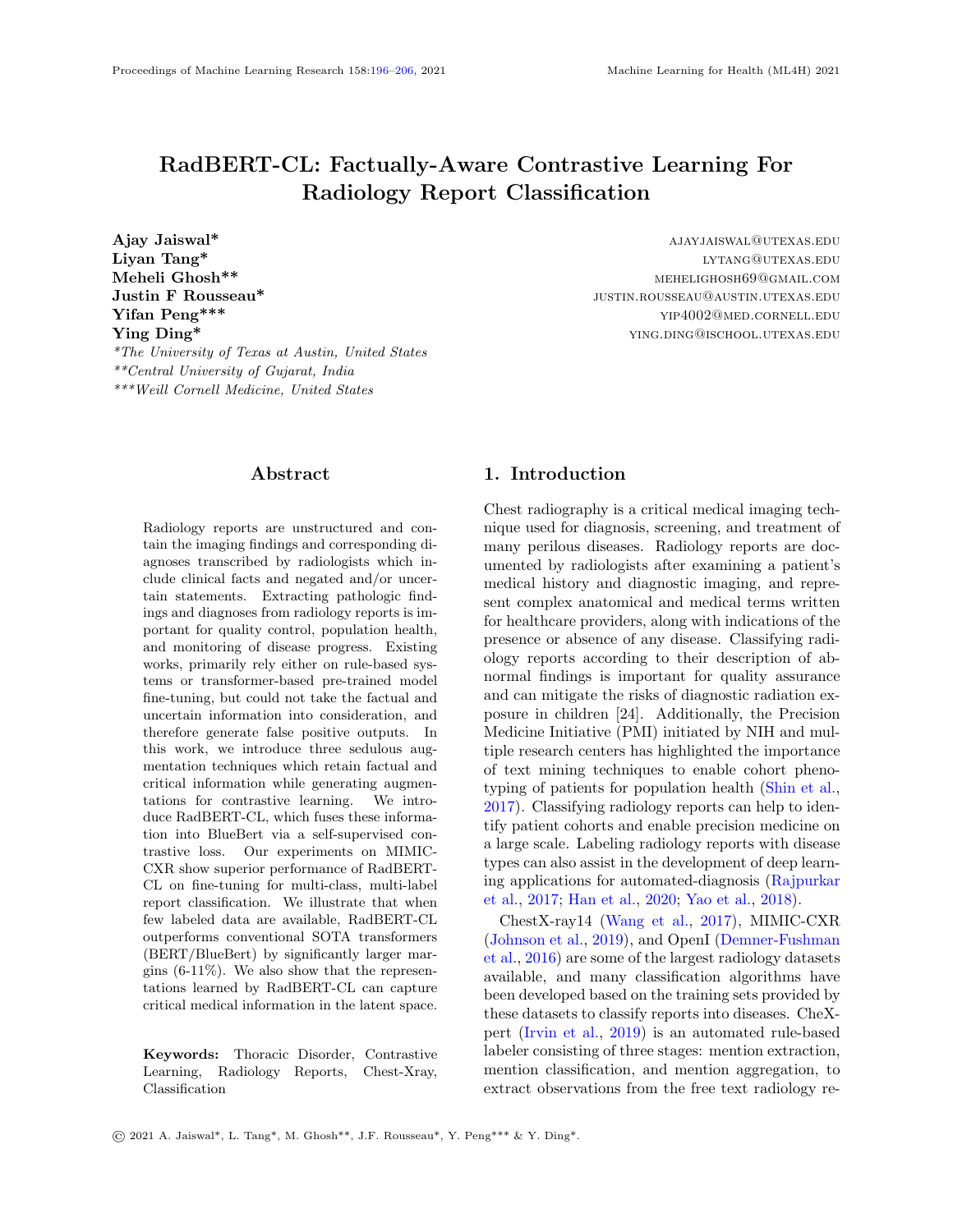# RadBERT-CL: Factually-Aware Contrastive Learning For Radiology Report Classification

**Ajay Jaiswal*** AJAYJAISWAL@UTEXAS.EDU
**Liyan Tang*** LYTANG@UTEXAS.EDU
**Meheli Ghosh**** MEHELIGHOSH69@GMAIL.COM
**Justin F Rousseau*** JUSTIN.ROUSSEAU@AUSTIN.UTEXAS.EDU
**Yifan Peng***** YIP4002@MED.CORNELL.EDU
**Ying Ding*** YING.DING@ISCHOOL.UTEXAS.EDU

*\*The University of Texas at Austin, United States*
*\*\*Central University of Gujarat, India*
*\*\*\*Weill Cornell Medicine, United States*

## Abstract

Radiology reports are unstructured and contain the imaging findings and corresponding diagnoses transcribed by radiologists which include clinical facts and negated and/or uncertain statements. Extracting pathologic findings and diagnoses from radiology reports is important for quality control, population health, and monitoring of disease progress. Existing works, primarily rely either on rule-based systems or transformer-based pre-trained model fine-tuning, but could not take the factual and uncertain information into consideration, and therefore generate false positive outputs. In this work, we introduce three sedulous augmentation techniques which retain factual and critical information while generating augmentations for contrastive learning. We introduce RadBERT-CL, which fuses these information into BlueBert via a self-supervised contrastive loss. Our experiments on MIMIC-CXR show superior performance of RadBERT-CL on fine-tuning for multi-class, multi-label report classification. We illustrate that when few labeled data are available, RadBERT-CL outperforms conventional SOTA transformers (BERT/BlueBert) by significantly larger margins (6-11%). We also show that the representations learned by RadBERT-CL can capture critical medical information in the latent space.

**Keywords:** Thoracic Disorder, Contrastive Learning, Radiology Reports, Chest-Xray, Classification

## 1. Introduction

Chest radiography is a critical medical imaging technique used for diagnosis, screening, and treatment of many perilous diseases. Radiology reports are documented by radiologists after examining a patient's medical history and diagnostic imaging, and represent complex anatomical and medical terms written for healthcare providers, along with indications of the presence or absence of any disease. Classifying radiology reports according to their description of abnormal findings is important for quality assurance and can mitigate the risks of diagnostic radiation exposure in children [24]. Additionally, the Precision Medicine Initiative (PMI) initiated by NIH and multiple research centers has highlighted the importance of text mining techniques to enable cohort phenotyping of patients for population health (Shin et al., 2017). Classifying radiology reports can help to identify patient cohorts and enable precision medicine on a large scale. Labeling radiology reports with disease types can also assist in the development of deep learning applications for automated-diagnosis (Rajpurkar et al., 2017; Han et al., 2020; Yao et al., 2018).

ChestX-ray14 (Wang et al., 2017), MIMIC-CXR (Johnson et al., 2019), and OpenI (Demner-Fushman et al., 2016) are some of the largest radiology datasets available, and many classification algorithms have been developed based on the training sets provided by these datasets to classify reports into diseases. CheXpert (Irvin et al., 2019) is an automated rule-based labeler consisting of three stages: mention extraction, mention classification, and mention aggregation, to extract observations from the free text radiology re-

© 2021 A. Jaiswal*, L. Tang*, M. Ghosh**, J.F. Rousseau*, Y. Peng*** & Y. Ding*.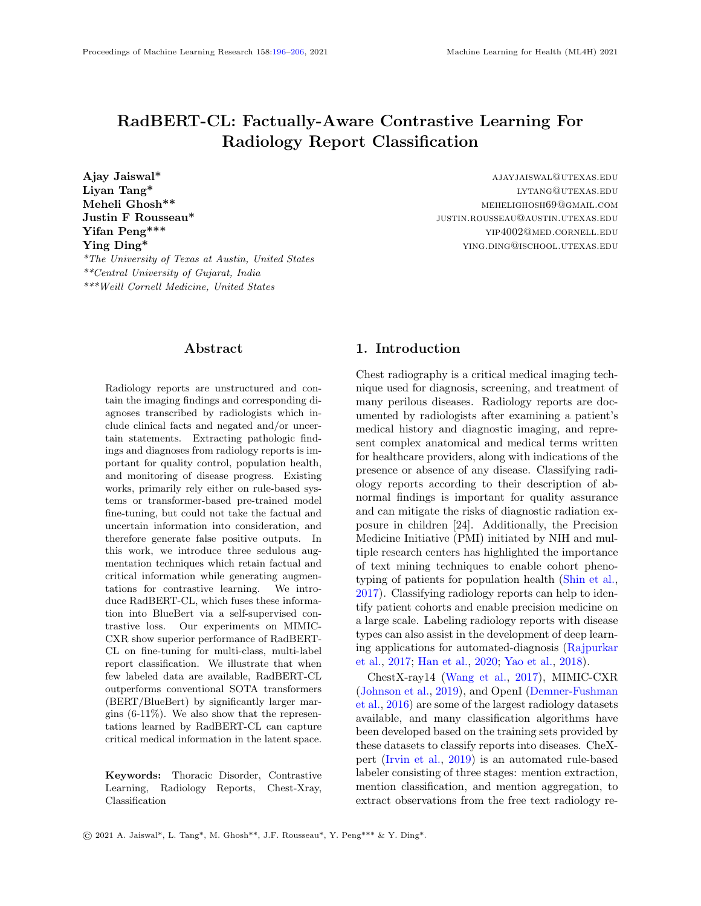# RadBERT-CL: Factually-Aware Contrastive Learning For Radiology Report Classification

**Ajay Jaiswal*** AJAYJAISWAL@UTEXAS.EDU
**Liyan Tang*** LYTANG@UTEXAS.EDU
**Meheli Ghosh**** MEHELIGHOSH69@GMAIL.COM
**Justin F Rousseau*** JUSTIN.ROUSSEAU@AUSTIN.UTEXAS.EDU
**Yifan Peng***** YIP4002@MED.CORNELL.EDU
**Ying Ding*** YING.DING@ISCHOOL.UTEXAS.EDU

*\*The University of Texas at Austin, United States*
*\*\*Central University of Gujarat, India*
*\*\*\*Weill Cornell Medicine, United States*

## Abstract

Radiology reports are unstructured and contain the imaging findings and corresponding diagnoses transcribed by radiologists which include clinical facts and negated and/or uncertain statements. Extracting pathologic findings and diagnoses from radiology reports is important for quality control, population health, and monitoring of disease progress. Existing works, primarily rely either on rule-based systems or transformer-based pre-trained model fine-tuning, but could not take the factual and uncertain information into consideration, and therefore generate false positive outputs. In this work, we introduce three sedulous augmentation techniques which retain factual and critical information while generating augmentations for contrastive learning. We introduce RadBERT-CL, which fuses these information into BlueBert via a self-supervised contrastive loss. Our experiments on MIMIC-CXR show superior performance of RadBERT-CL on fine-tuning for multi-class, multi-label report classification. We illustrate that when few labeled data are available, RadBERT-CL outperforms conventional SOTA transformers (BERT/BlueBert) by significantly larger margins (6-11%). We also show that the representations learned by RadBERT-CL can capture critical medical information in the latent space.

**Keywords:** Thoracic Disorder, Contrastive Learning, Radiology Reports, Chest-Xray, Classification

## 1. Introduction

Chest radiography is a critical medical imaging technique used for diagnosis, screening, and treatment of many perilous diseases. Radiology reports are documented by radiologists after examining a patient's medical history and diagnostic imaging, and represent complex anatomical and medical terms written for healthcare providers, along with indications of the presence or absence of any disease. Classifying radiology reports according to their description of abnormal findings is important for quality assurance and can mitigate the risks of diagnostic radiation exposure in children [24]. Additionally, the Precision Medicine Initiative (PMI) initiated by NIH and multiple research centers has highlighted the importance of text mining techniques to enable cohort phenotyping of patients for population health (Shin et al., 2017). Classifying radiology reports can help to identify patient cohorts and enable precision medicine on a large scale. Labeling radiology reports with disease types can also assist in the development of deep learning applications for automated-diagnosis (Rajpurkar et al., 2017; Han et al., 2020; Yao et al., 2018).

ChestX-ray14 (Wang et al., 2017), MIMIC-CXR (Johnson et al., 2019), and OpenI (Demner-Fushman et al., 2016) are some of the largest radiology datasets available, and many classification algorithms have been developed based on the training sets provided by these datasets to classify reports into diseases. CheXpert (Irvin et al., 2019) is an automated rule-based labeler consisting of three stages: mention extraction, mention classification, and mention aggregation, to extract observations from the free text radiology re-

© 2021 A. Jaiswal*, L. Tang*, M. Ghosh**, J.F. Rousseau*, Y. Peng*** & Y. Ding*.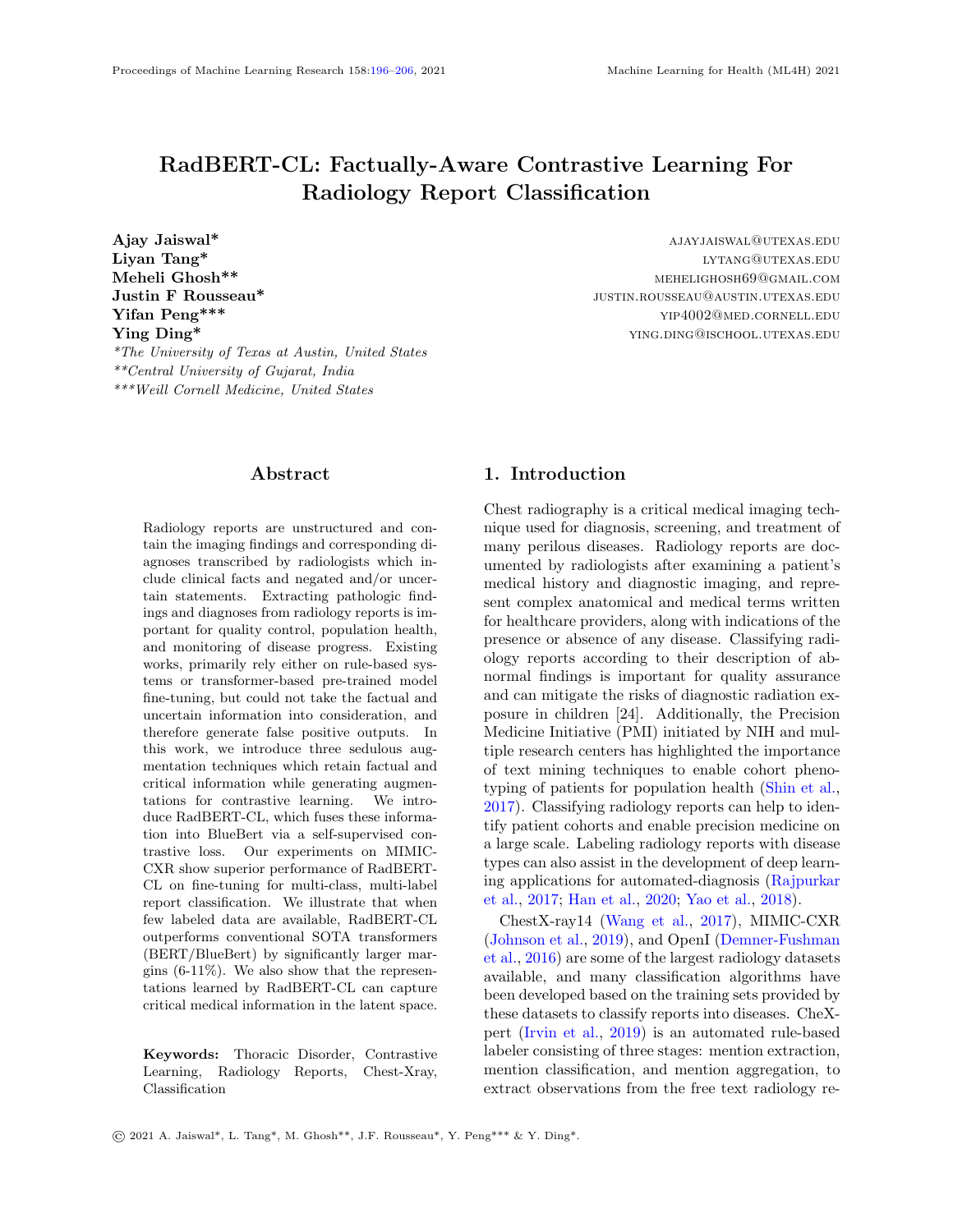# RadBERT-CL: Factually-Aware Contrastive Learning For Radiology Report Classification

**Ajay Jaiswal*** AJAYJAISWAL@UTEXAS.EDU
**Liyan Tang*** LYTANG@UTEXAS.EDU
**Meheli Ghosh**** MEHELIGHOSH69@GMAIL.COM
**Justin F Rousseau*** JUSTIN.ROUSSEAU@AUSTIN.UTEXAS.EDU
**Yifan Peng***** YIP4002@MED.CORNELL.EDU
**Ying Ding*** YING.DING@ISCHOOL.UTEXAS.EDU

*\*The University of Texas at Austin, United States*
*\*\*Central University of Gujarat, India*
*\*\*\*Weill Cornell Medicine, United States*

## Abstract

Radiology reports are unstructured and contain the imaging findings and corresponding diagnoses transcribed by radiologists which include clinical facts and negated and/or uncertain statements. Extracting pathologic findings and diagnoses from radiology reports is important for quality control, population health, and monitoring of disease progress. Existing works, primarily rely either on rule-based systems or transformer-based pre-trained model fine-tuning, but could not take the factual and uncertain information into consideration, and therefore generate false positive outputs. In this work, we introduce three sedulous augmentation techniques which retain factual and critical information while generating augmentations for contrastive learning. We introduce RadBERT-CL, which fuses these information into BlueBert via a self-supervised contrastive loss. Our experiments on MIMIC-CXR show superior performance of RadBERT-CL on fine-tuning for multi-class, multi-label report classification. We illustrate that when few labeled data are available, RadBERT-CL outperforms conventional SOTA transformers (BERT/BlueBert) by significantly larger margins (6-11%). We also show that the representations learned by RadBERT-CL can capture critical medical information in the latent space.

**Keywords:** Thoracic Disorder, Contrastive Learning, Radiology Reports, Chest-Xray, Classification

## 1. Introduction

Chest radiography is a critical medical imaging technique used for diagnosis, screening, and treatment of many perilous diseases. Radiology reports are documented by radiologists after examining a patient's medical history and diagnostic imaging, and represent complex anatomical and medical terms written for healthcare providers, along with indications of the presence or absence of any disease. Classifying radiology reports according to their description of abnormal findings is important for quality assurance and can mitigate the risks of diagnostic radiation exposure in children [24]. Additionally, the Precision Medicine Initiative (PMI) initiated by NIH and multiple research centers has highlighted the importance of text mining techniques to enable cohort phenotyping of patients for population health (Shin et al., 2017). Classifying radiology reports can help to identify patient cohorts and enable precision medicine on a large scale. Labeling radiology reports with disease types can also assist in the development of deep learning applications for automated-diagnosis (Rajpurkar et al., 2017; Han et al., 2020; Yao et al., 2018).

ChestX-ray14 (Wang et al., 2017), MIMIC-CXR (Johnson et al., 2019), and OpenI (Demner-Fushman et al., 2016) are some of the largest radiology datasets available, and many classification algorithms have been developed based on the training sets provided by these datasets to classify reports into diseases. CheXpert (Irvin et al., 2019) is an automated rule-based labeler consisting of three stages: mention extraction, mention classification, and mention aggregation, to extract observations from the free text radiology re-

© 2021 A. Jaiswal*, L. Tang*, M. Ghosh**, J.F. Rousseau*, Y. Peng*** & Y. Ding*.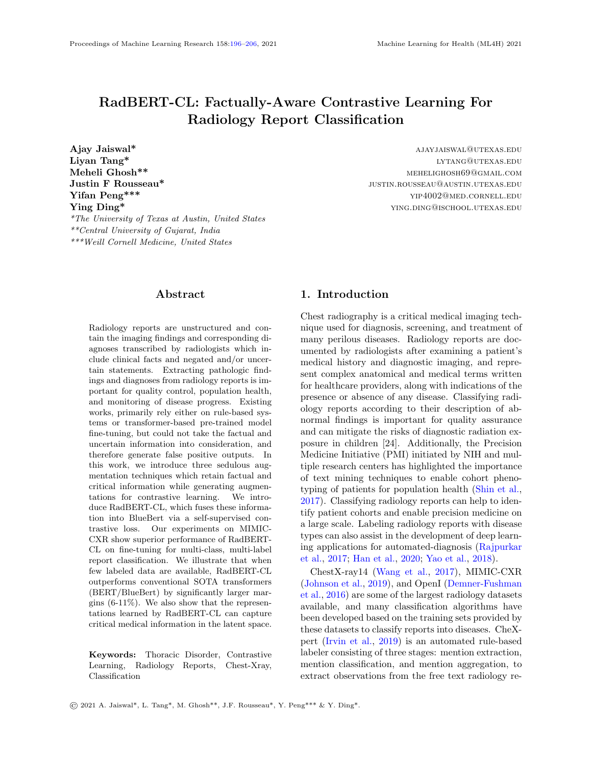# RadBERT-CL: Factually-Aware Contrastive Learning For Radiology Report Classification

**Ajay Jaiswal*** ajayjaiswal@utexas.edu
**Liyan Tang*** lytang@utexas.edu
**Meheli Ghosh**** melighosh69@gmail.com
**Justin F Rousseau*** justin.rousseau@austin.utexas.edu
**Yifan Peng***** yip4002@med.cornell.edu
**Ying Ding*** ying.ding@ischool.utexas.edu

**The University of Texas at Austin, United States*
***Central University of Gujarat, India*
****Weill Cornell Medicine, United States*

## Abstract

Radiology reports are unstructured and contain the imaging findings and corresponding diagnoses transcribed by radiologists which include clinical facts and negated and/or uncertain statements. Extracting pathologic findings and diagnoses from radiology reports is important for quality control, population health, and monitoring of disease progress. Existing works, primarily rely either on rule-based systems or transformer-based pre-trained model fine-tuning, but could not take the factual and uncertain information into consideration, and therefore generate false positive outputs. In this work, we introduce three sedulous augmentation techniques which retain factual and critical information while generating augmentations for contrastive learning. We introduce RadBERT-CL, which fuses these information into BlueBert via a self-supervised contrastive loss. Our experiments on MIMIC-CXR show superior performance of RadBERT-CL on fine-tuning for multi-class, multi-label report classification. We illustrate that when few labeled data are available, RadBERT-CL outperforms conventional SOTA transformers (BERT/BlueBert) by significantly larger margins (6-11%). We also show that the representations learned by RadBERT-CL can capture critical medical information in the latent space.

**Keywords:** Thoracic Disorder, Contrastive Learning, Radiology Reports, Chest-Xray, Classification

## 1. Introduction

Chest radiography is a critical medical imaging technique used for diagnosis, screening, and treatment of many perilous diseases. Radiology reports are documented by radiologists after examining a patient's medical history and diagnostic imaging, and represent complex anatomical and medical terms written for healthcare providers, along with indications of the presence or absence of any disease. Classifying radiology reports according to their description of abnormal findings is important for quality assurance and can mitigate the risks of diagnostic radiation exposure in children [24]. Additionally, the Precision Medicine Initiative (PMI) initiated by NIH and multiple research centers has highlighted the importance of text mining techniques to enable cohort phenotyping of patients for population health (Shin et al., 2017). Classifying radiology reports can help to identify patient cohorts and enable precision medicine on a large scale. Labeling radiology reports with disease types can also assist in the development of deep learning applications for automated-diagnosis (Rajpurkar et al., 2017; Han et al., 2020; Yao et al., 2018).

ChestX-ray14 (Wang et al., 2017), MIMIC-CXR (Johnson et al., 2019), and OpenI (Demner-Fushman et al., 2016) are some of the largest radiology datasets available, and many classification algorithms have been developed based on the training sets provided by these datasets to classify reports into diseases. CheXpert (Irvin et al., 2019) is an automated rule-based labeler consisting of three stages: mention extraction, mention classification, and mention aggregation, to extract observations from the free text radiology re-

© 2021 A. Jaiswal*, L. Tang*, M. Ghosh**, J.F. Rousseau*, Y. Peng*** & Y. Ding*.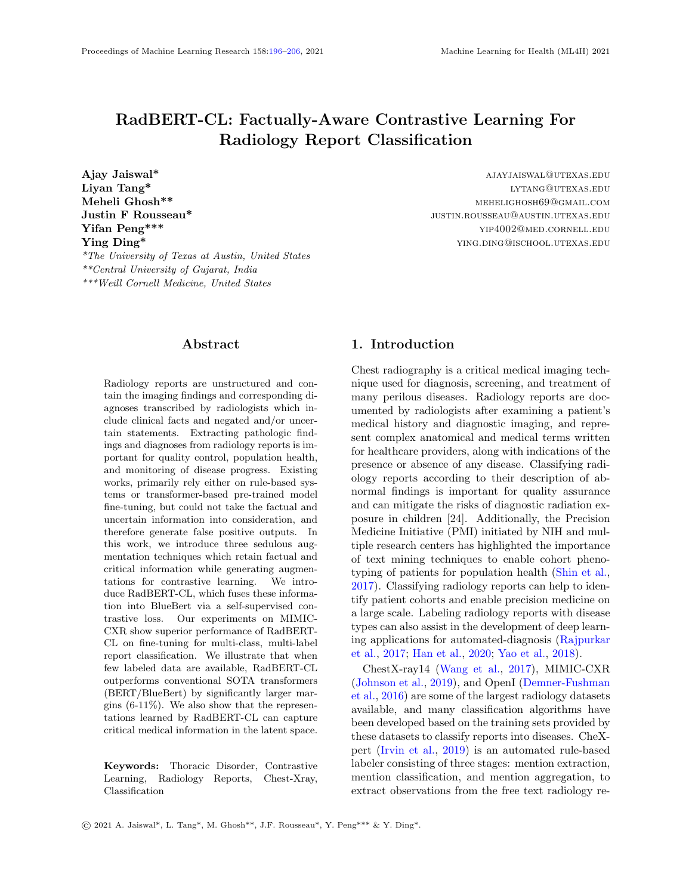# RadBERT-CL: Factually-Aware Contrastive Learning For Radiology Report Classification

**Ajay Jaiswal*** AJAYJAISWAL@UTEXAS.EDU
**Liyan Tang*** LYTANG@UTEXAS.EDU
**Meheli Ghosh**** MEHELIGHOSH69@GMAIL.COM
**Justin F Rousseau*** JUSTIN.ROUSSEAU@AUSTIN.UTEXAS.EDU
**Yifan Peng***** YIP4002@MED.CORNELL.EDU
**Ying Ding*** YING.DING@ISCHOOL.UTEXAS.EDU

*\*The University of Texas at Austin, United States*
*\*\*Central University of Gujarat, India*
*\*\*\*Weill Cornell Medicine, United States*

## Abstract

Radiology reports are unstructured and contain the imaging findings and corresponding diagnoses transcribed by radiologists which include clinical facts and negated and/or uncertain statements. Extracting pathologic findings and diagnoses from radiology reports is important for quality control, population health, and monitoring of disease progress. Existing works, primarily rely either on rule-based systems or transformer-based pre-trained model fine-tuning, but could not take the factual and uncertain information into consideration, and therefore generate false positive outputs. In this work, we introduce three sedulous augmentation techniques which retain factual and critical information while generating augmentations for contrastive learning. We introduce RadBERT-CL, which fuses these information into BlueBert via a self-supervised contrastive loss. Our experiments on MIMIC-CXR show superior performance of RadBERT-CL on fine-tuning for multi-class, multi-label report classification. We illustrate that when few labeled data are available, RadBERT-CL outperforms conventional SOTA transformers (BERT/BlueBert) by significantly larger margins (6-11%). We also show that the representations learned by RadBERT-CL can capture critical medical information in the latent space.

**Keywords:** Thoracic Disorder, Contrastive Learning, Radiology Reports, Chest-Xray, Classification

## 1. Introduction

Chest radiography is a critical medical imaging technique used for diagnosis, screening, and treatment of many perilous diseases. Radiology reports are documented by radiologists after examining a patient's medical history and diagnostic imaging, and represent complex anatomical and medical terms written for healthcare providers, along with indications of the presence or absence of any disease. Classifying radiology reports according to their description of abnormal findings is important for quality assurance and can mitigate the risks of diagnostic radiation exposure in children [24]. Additionally, the Precision Medicine Initiative (PMI) initiated by NIH and multiple research centers has highlighted the importance of text mining techniques to enable cohort phenotyping of patients for population health (Shin et al., 2017). Classifying radiology reports can help to identify patient cohorts and enable precision medicine on a large scale. Labeling radiology reports with disease types can also assist in the development of deep learning applications for automated-diagnosis (Rajpurkar et al., 2017; Han et al., 2020; Yao et al., 2018).

ChestX-ray14 (Wang et al., 2017), MIMIC-CXR (Johnson et al., 2019), and OpenI (Demner-Fushman et al., 2016) are some of the largest radiology datasets available, and many classification algorithms have been developed based on the training sets provided by these datasets to classify reports into diseases. CheXpert (Irvin et al., 2019) is an automated rule-based labeler consisting of three stages: mention extraction, mention classification, and mention aggregation, to extract observations from the free text radiology re-

© 2021 A. Jaiswal\*, L. Tang\*, M. Ghosh\*\*, J.F. Rousseau\*, Y. Peng\*\*\* & Y. Ding\*.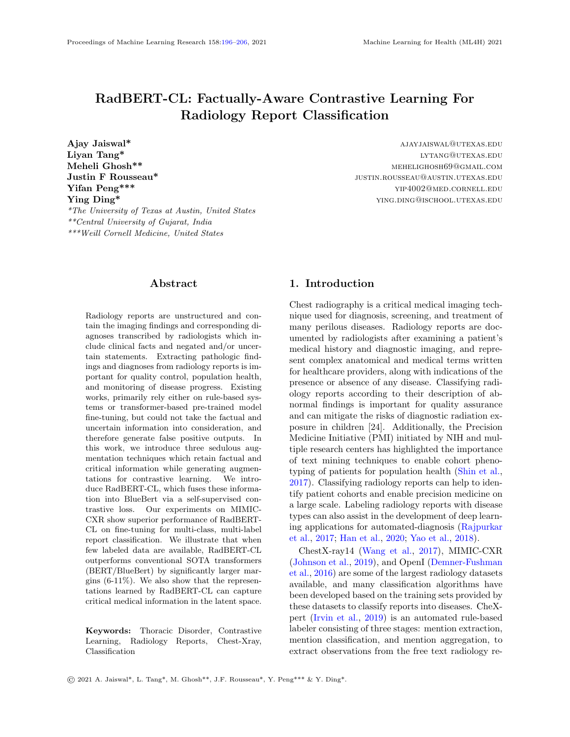# RadBERT-CL: Factually-Aware Contrastive Learning For Radiology Report Classification

**Ajay Jaswal*** AJAYJAISWAL@UTEXAS.EDU
**Liyan Tang*** LYTANG@UTEXAS.EDU
**Meheli Ghosh**** MEHELIGHOSH69@GMAIL.COM
**Justin F Rousseau*** JUSTIN.ROUSSEAU@AUSTIN.UTEXAS.EDU
**Yifan Peng***** YIP4002@MED.CORNELL.EDU
**Ying Ding*** YING.DING@ISCHOOL.UTEXAS.EDU

**The University of Texas at Austin, United States*
***Central University of Gujarat, India*
****Weill Cornell Medicine, United States*

## Abstract

Radiology reports are unstructured and contain the imaging findings and corresponding diagnoses transcribed by radiologists which include clinical facts and negated and/or uncertain statements. Extracting pathologic findings and diagnoses from radiology reports is important for quality control, population health, and monitoring of disease progress. Existing works, primarily rely either on rule-based systems or transformer-based pre-trained model fine-tuning, but could not take the factual and uncertain information into consideration, and therefore generate false positive outputs. In this work, we introduce three sedulous augmentation techniques which retain factual and critical information while generating augmentations for contrastive learning. We introduce RadBERT-CL, which fuses these information into BlueBert via a self-supervised contrastive loss. Our experiments on MIMIC-CXR show superior performance of RadBERT-CL on fine-tuning for multi-class, multi-label report classification. We illustrate that when few labeled data are available, RadBERT-CL outperforms conventional SOTA transformers (BERT/BlueBert) by significantly larger margins (6-11%). We also show that the representations learned by RadBERT-CL can capture critical medical information in the latent space.

**Keywords:** Thoracic Disorder, Contrastive Learning, Radiology Reports, Chest-Xray, Classification

## 1. Introduction

Chest radiography is a critical medical imaging technique used for diagnosis, screening, and treatment of many perilous diseases. Radiology reports are documented by radiologists after examining a patient's medical history and diagnostic imaging, and represent complex anatomical and medical terms written for healthcare providers, along with indications of the presence or absence of any disease. Classifying radiology reports according to their description of abnormal findings is important for quality assurance and can mitigate the risks of diagnostic radiation exposure in children [24]. Additionally, the Precision Medicine Initiative (PMI) initiated by NIH and multiple research centers has highlighted the importance of text mining techniques to enable cohort phenotyping of patients for population health (Shin et al., 2017). Classifying radiology reports can help to identify patient cohorts and enable precision medicine on a large scale. Labeling radiology reports with disease types can also assist in the development of deep learning applications for automated-diagnosis (Rajpurkar et al., 2017; Han et al., 2020; Yao et al., 2018).

ChestX-ray14 (Wang et al., 2017), MIMIC-CXR (Johnson et al., 2019), and OpenI (Demner-Fushman et al., 2016) are some of the largest radiology datasets available, and many classification algorithms have been developed based on the training sets provided by these datasets to classify reports into diseases. CheXpert (Irvin et al., 2019) is an automated rule-based labeler consisting of three stages: mention extraction, mention classification, and mention aggregation, to extract observations from the free text radiology re-

© 2021 A. Jaiswal*, L. Tang*, M. Ghosh**, J.F. Rousseau*, Y. Peng*** & Y. Ding*.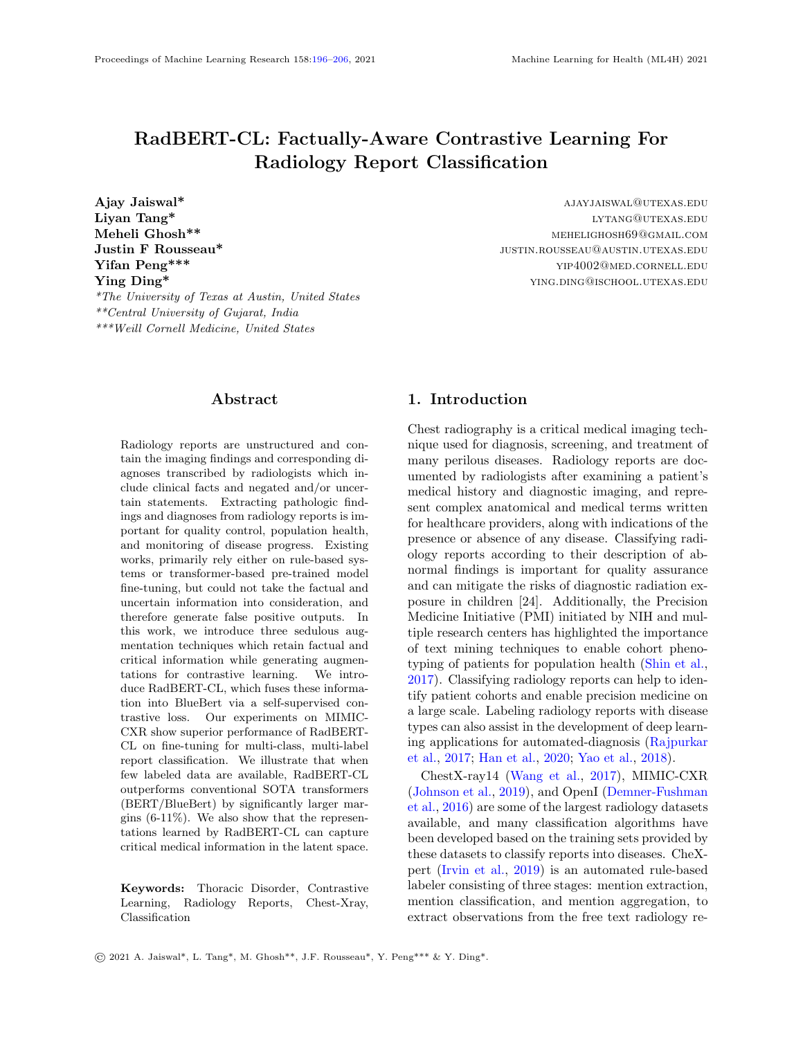# RadBERT-CL: Factually-Aware Contrastive Learning For Radiology Report Classification

**Ajay Jaiswal*** AJAYJAISWAL@UTEXAS.EDU
**Liyan Tang*** LYTANG@UTEXAS.EDU
**Meheli Ghosh**** MEHELIGHOSH69@GMAIL.COM
**Justin F Rousseau*** JUSTIN.ROUSSEAU@AUSTIN.UTEXAS.EDU
**Yifan Peng***** YIP4002@MED.CORNELL.EDU
**Ying Ding*** YING.DING@ISCHOOL.UTEXAS.EDU

**The University of Texas at Austin, United States*
***Central University of Gujarat, India*
****Weill Cornell Medicine, United States*

## Abstract

Radiology reports are unstructured and contain the imaging findings and corresponding diagnoses transcribed by radiologists which include clinical facts and negated and/or uncertain statements. Extracting pathologic findings and diagnoses from radiology reports is important for quality control, population health, and monitoring of disease progress. Existing works, primarily rely either on rule-based systems or transformer-based pre-trained model fine-tuning, but could not take the factual and uncertain information into consideration, and therefore generate false positive outputs. In this work, we introduce three sedulous augmentation techniques which retain factual and critical information while generating augmentations for contrastive learning. We introduce RadBERT-CL, which fuses these information into BlueBert via a self-supervised contrastive loss. Our experiments on MIMIC-CXR show superior performance of RadBERT-CL on fine-tuning for multi-class, multi-label report classification. We illustrate that when few labeled data are available, RadBERT-CL outperforms conventional SOTA transformers (BERT/BlueBert) by significantly larger margins (6-11%). We also show that the representations learned by RadBERT-CL can capture critical medical information in the latent space.

**Keywords:** Thoracic Disorder, Contrastive Learning, Radiology Reports, Chest-Xray, Classification

## 1. Introduction

Chest radiography is a critical medical imaging technique used for diagnosis, screening, and treatment of many perilous diseases. Radiology reports are documented by radiologists after examining a patient's medical history and diagnostic imaging, and represent complex anatomical and medical terms written for healthcare providers, along with indications of the presence or absence of any disease. Classifying radiology reports according to their description of abnormal findings is important for quality assurance and can mitigate the risks of diagnostic radiation exposure in children [24]. Additionally, the Precision Medicine Initiative (PMI) initiated by NIH and multiple research centers has highlighted the importance of text mining techniques to enable cohort phenotyping of patients for population health (Shin et al., 2017). Classifying radiology reports can help to identify patient cohorts and enable precision medicine on a large scale. Labeling radiology reports with disease types can also assist in the development of deep learning applications for automated-diagnosis (Rajpurkar et al., 2017; Han et al., 2020; Yao et al., 2018).

ChestX-ray14 (Wang et al., 2017), MIMIC-CXR (Johnson et al., 2019), and OpenI (Demner-Fushman et al., 2016) are some of the largest radiology datasets available, and many classification algorithms have been developed based on the training sets provided by these datasets to classify reports into diseases. CheXpert (Irvin et al., 2019) is an automated rule-based labeler consisting of three stages: mention extraction, mention classification, and mention aggregation, to extract observations from the free text radiology re-

© 2021 A. Jaiswal*, L. Tang*, M. Ghosh**, J.F. Rousseau*, Y. Peng*** & Y. Ding*.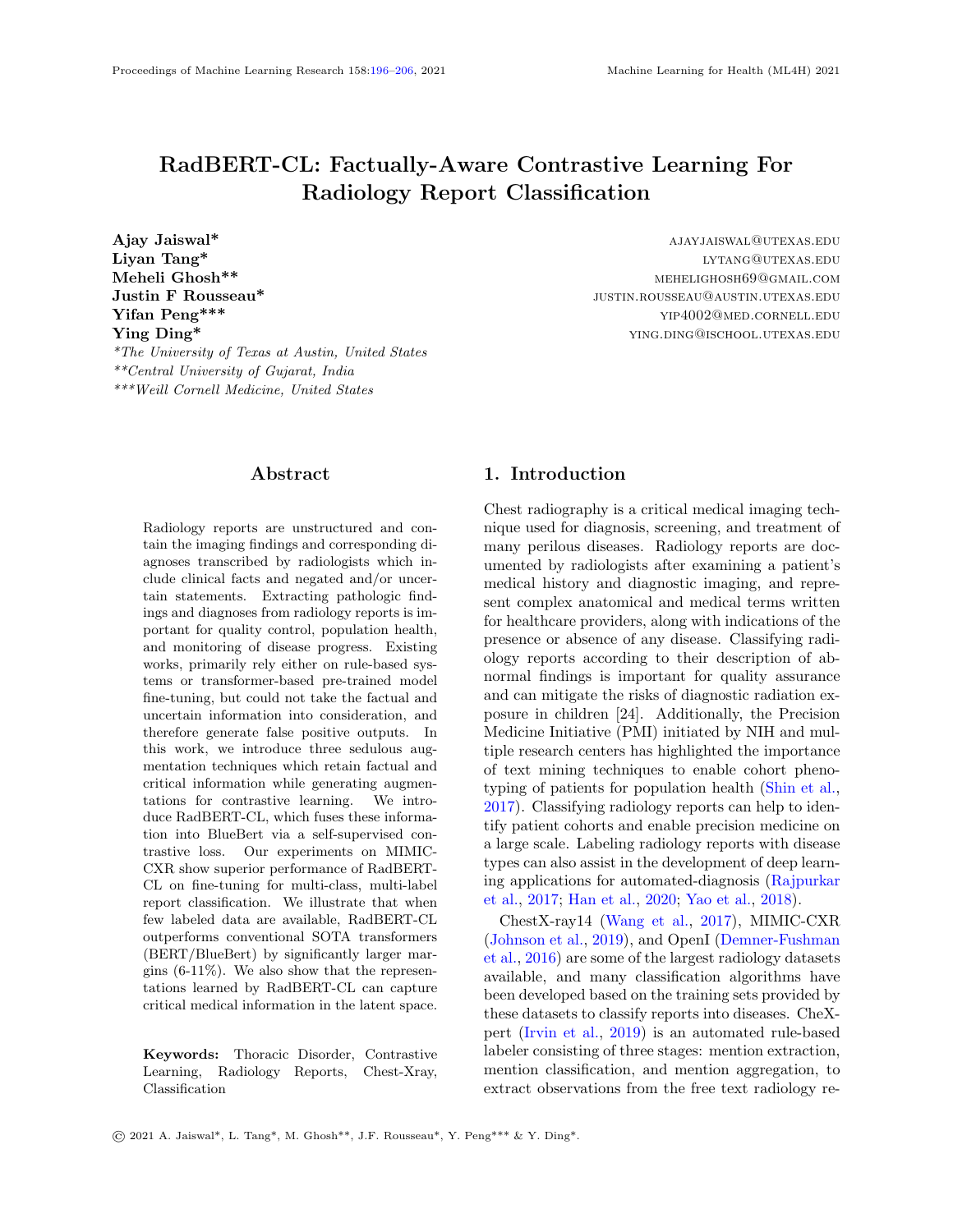# RadBERT-CL: Factually-Aware Contrastive Learning For Radiology Report Classification

**Ajay Jaiswal*** AJAYJAISWAL@UTEXAS.EDU
**Liyan Tang*** LYTANG@UTEXAS.EDU
**Meheli Ghosh**** MEHELIGHOSH69@GMAIL.COM
**Justin F Rousseau*** JUSTIN.ROUSSEAU@AUSTIN.UTEXAS.EDU
**Yifan Peng***** YIP4002@MED.CORNELL.EDU
**Ying Ding*** YING.DING@ISCHOOL.UTEXAS.EDU

**The University of Texas at Austin, United States*
***Central University of Gujarat, India*
****Weill Cornell Medicine, United States*

## Abstract

Radiology reports are unstructured and contain the imaging findings and corresponding diagnoses transcribed by radiologists which include clinical facts and negated and/or uncertain statements. Extracting pathologic findings and diagnoses from radiology reports is important for quality control, population health, and monitoring of disease progress. Existing works, primarily rely either on rule-based systems or transformer-based pre-trained model fine-tuning, but could not take the factual and uncertain information into consideration, and therefore generate false positive outputs. In this work, we introduce three sedulous augmentation techniques which retain factual and critical information while generating augmentations for contrastive learning. We introduce RadBERT-CL, which fuses these information into BlueBert via a self-supervised contrastive loss. Our experiments on MIMIC-CXR show superior performance of RadBERT-CL on fine-tuning for multi-class, multi-label report classification. We illustrate that when few labeled data are available, RadBERT-CL outperforms conventional SOTA transformers (BERT/BlueBert) by significantly larger margins (6-11%). We also show that the representations learned by RadBERT-CL can capture critical medical information in the latent space.

**Keywords:** Thoracic Disorder, Contrastive Learning, Radiology Reports, Chest-Xray, Classification

## 1. Introduction

Chest radiography is a critical medical imaging technique used for diagnosis, screening, and treatment of many perilous diseases. Radiology reports are documented by radiologists after examining a patient's medical history and diagnostic imaging, and represent complex anatomical and medical terms written for healthcare providers, along with indications of the presence or absence of any disease. Classifying radiology reports according to their description of abnormal findings is important for quality assurance and can mitigate the risks of diagnostic radiation exposure in children [24]. Additionally, the Precision Medicine Initiative (PMI) initiated by NIH and multiple research centers has highlighted the importance of text mining techniques to enable cohort phenotyping of patients for population health (Shin et al., 2017). Classifying radiology reports can help to identify patient cohorts and enable precision medicine on a large scale. Labeling radiology reports with disease types can also assist in the development of deep learning applications for automated-diagnosis (Rajpurkar et al., 2017; Han et al., 2020; Yao et al., 2018).

ChestX-ray14 (Wang et al., 2017), MIMIC-CXR (Johnson et al., 2019), and OpenI (Demner-Fushman et al., 2016) are some of the largest radiology datasets available, and many classification algorithms have been developed based on the training sets provided by these datasets to classify reports into diseases. CheXpert (Irvin et al., 2019) is an automated rule-based labeler consisting of three stages: mention extraction, mention classification, and mention aggregation, to extract observations from the free text radiology re-

© 2021 A. Jaiswal*, L. Tang*, M. Ghosh**, J.F. Rousseau*, Y. Peng*** & Y. Ding*.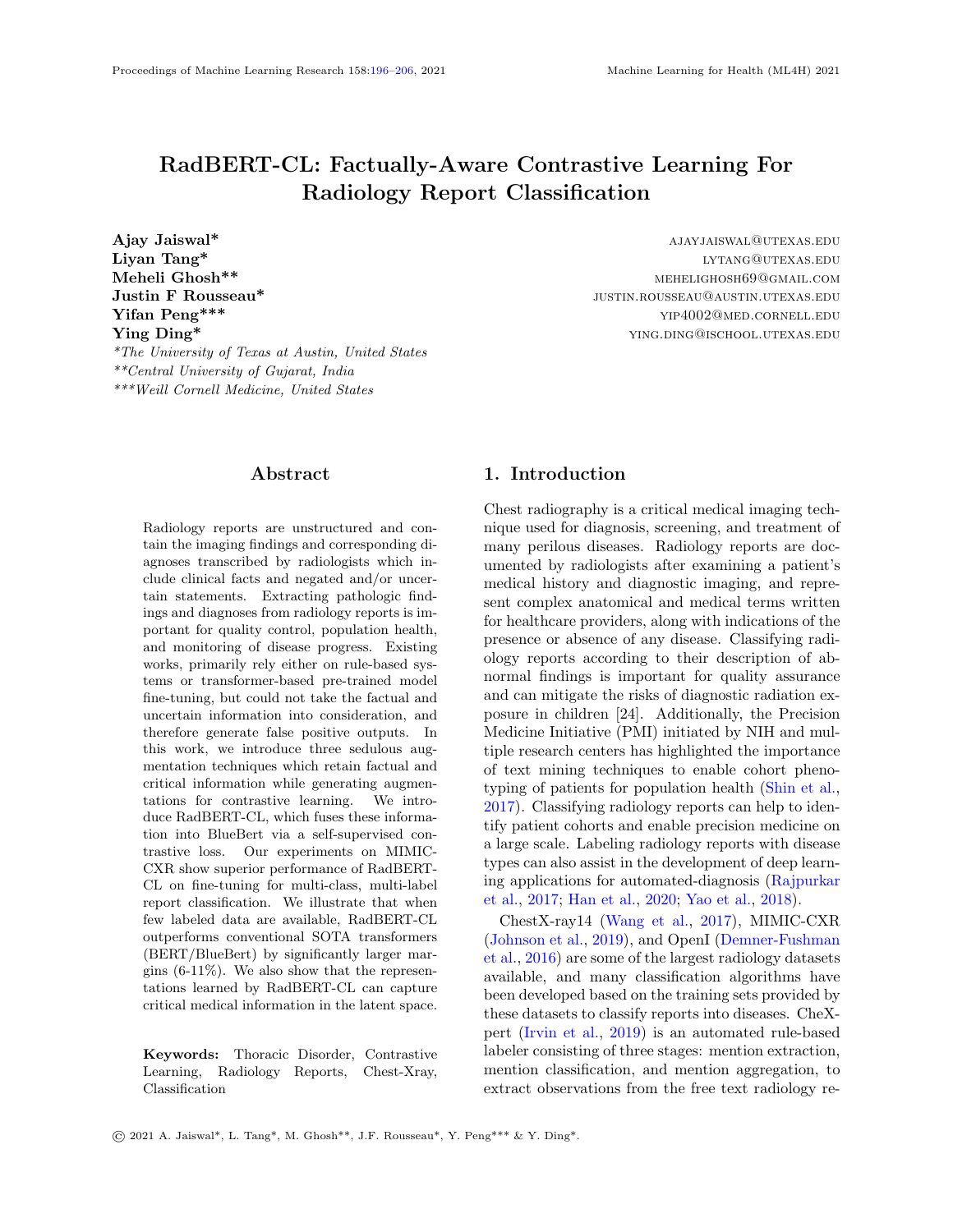# RadBERT-CL: Factually-Aware Contrastive Learning For Radiology Report Classification

**Ajay Jaiswal*** AJAYJAISWAL@UTEXAS.EDU
**Liyan Tang*** LYTANG@UTEXAS.EDU
**Meheli Ghosh**** MEHELIGHOSH69@GMAIL.COM
**Justin F Rousseau*** JUSTIN.ROUSSEAU@AUSTIN.UTEXAS.EDU
**Yifan Peng***** YIP4002@MED.CORNELL.EDU
**Ying Ding*** YING.DING@ISCHOOL.UTEXAS.EDU

**The University of Texas at Austin, United States*
***Central University of Gujarat, India*
****Weill Cornell Medicine, United States*

## Abstract

Radiology reports are unstructured and contain the imaging findings and corresponding diagnoses transcribed by radiologists which include clinical facts and negated and/or uncertain statements. Extracting pathologic findings and diagnoses from radiology reports is important for quality control, population health, and monitoring of disease progress. Existing works, primarily rely either on rule-based systems or transformer-based pre-trained model fine-tuning, but could not take the factual and uncertain information into consideration, and therefore generate false positive outputs. In this work, we introduce three sedulous augmentation techniques which retain factual and critical information while generating augmentations for contrastive learning. We introduce RadBERT-CL, which fuses these information into BlueBert via a self-supervised contrastive loss. Our experiments on MIMIC-CXR show superior performance of RadBERT-CL on fine-tuning for multi-class, multi-label report classification. We illustrate that when few labeled data are available, RadBERT-CL outperforms conventional SOTA transformers (BERT/BlueBert) by significantly larger margins (6-11%). We also show that the representations learned by RadBERT-CL can capture critical medical information in the latent space.

**Keywords:** Thoracic Disorder, Contrastive Learning, Radiology Reports, Chest-Xray, Classification

## 1. Introduction

Chest radiography is a critical medical imaging technique used for diagnosis, screening, and treatment of many perilous diseases. Radiology reports are documented by radiologists after examining a patient's medical history and diagnostic imaging, and represent complex anatomical and medical terms written for healthcare providers, along with indications of the presence or absence of any disease. Classifying radiology reports according to their description of abnormal findings is important for quality assurance and can mitigate the risks of diagnostic radiation exposure in children [24]. Additionally, the Precision Medicine Initiative (PMI) initiated by NIH and multiple research centers has highlighted the importance of text mining techniques to enable cohort phenotyping of patients for population health (Shin et al., 2017). Classifying radiology reports can help to identify patient cohorts and enable precision medicine on a large scale. Labeling radiology reports with disease types can also assist in the development of deep learning applications for automated-diagnosis (Rajpurkar et al., 2017; Han et al., 2020; Yao et al., 2018).

ChestX-ray14 (Wang et al., 2017), MIMIC-CXR (Johnson et al., 2019), and OpenI (Demner-Fushman et al., 2016) are some of the largest radiology datasets available, and many classification algorithms have been developed based on the training sets provided by these datasets to classify reports into diseases. CheXpert (Irvin et al., 2019) is an automated rule-based labeler consisting of three stages: mention extraction, mention classification, and mention aggregation, to extract observations from the free text radiology re-

© 2021 A. Jaiswal*, L. Tang*, M. Ghosh**, J.F. Rousseau*, Y. Peng*** & Y. Ding*.